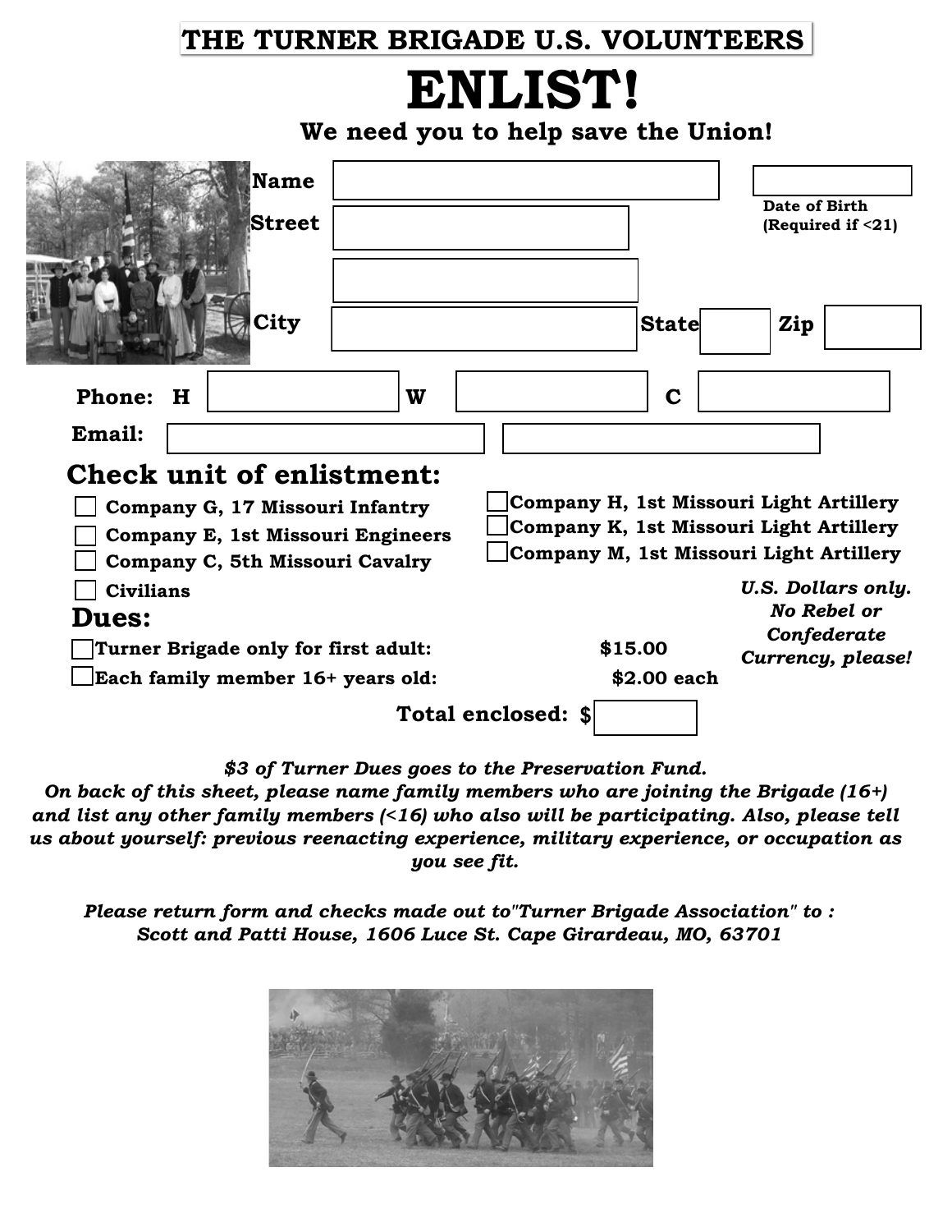**THE TURNER BRIGADE U.S. VOLUNTEERS**

# ENLIST!

**We need you to help save the Union!**

**Name** ____________________ Date of Birth (Required if <21) __________

**Street** ____________________

____________________

**City** ____________________ **State** ______ **Zip** ______

**Phone: H** __________ **W** __________ **C** __________

**Email:** ____________________ ____________________

## Check unit of enlistment:

- ☐ Company G, 17 Missouri Infantry
- ☐ Company E, 1st Missouri Engineers
- ☐ Company C, 5th Missouri Cavalry
- ☐ Civilians
- ☐ Company H, 1st Missouri Light Artillery
- ☐ Company K, 1st Missouri Light Artillery
- ☐ Company M, 1st Missouri Light Artillery

## Dues:

- ☐ **Turner Brigade only for first adult:** **$15.00**
- ☐ **Each family member 16+ years old:** **$2.00 each**

***U.S. Dollars only. No Rebel or Confederate Currency, please!***

**Total enclosed: $** __________

***$3 of Turner Dues goes to the Preservation Fund.***
***On back of this sheet, please name family members who are joining the Brigade (16+) and list any other family members (<16) who also will be participating. Also, please tell us about yourself: previous reenacting experience, military experience, or occupation as you see fit.***

***Please return form and checks made out to"Turner Brigade Association" to :***
***Scott and Patti House, 1606 Luce St. Cape Girardeau, MO, 63701***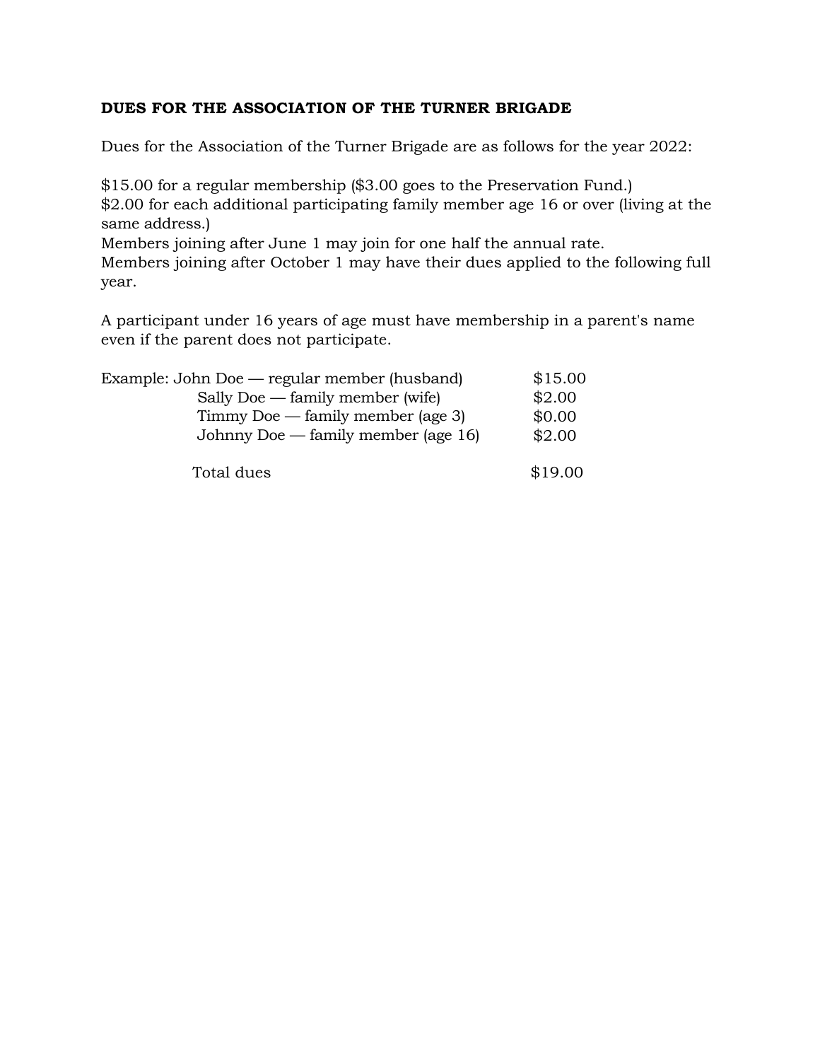**DUES FOR THE ASSOCIATION OF THE TURNER BRIGADE**

Dues for the Association of the Turner Brigade are as follows for the year 2022:

$15.00 for a regular membership ($3.00 goes to the Preservation Fund.)
$2.00 for each additional participating family member age 16 or over (living at the same address.)
Members joining after June 1 may join for one half the annual rate.
Members joining after October 1 may have their dues applied to the following full year.

A participant under 16 years of age must have membership in a parent's name even if the parent does not participate.

| | | |
|---|---|---|
| Example: | John Doe — regular member (husband) | $15.00 |
| | Sally Doe — family member (wife) | $2.00 |
| | Timmy Doe — family member (age 3) | $0.00 |
| | Johnny Doe — family member (age 16) | $2.00 |
| | Total dues | $19.00 |